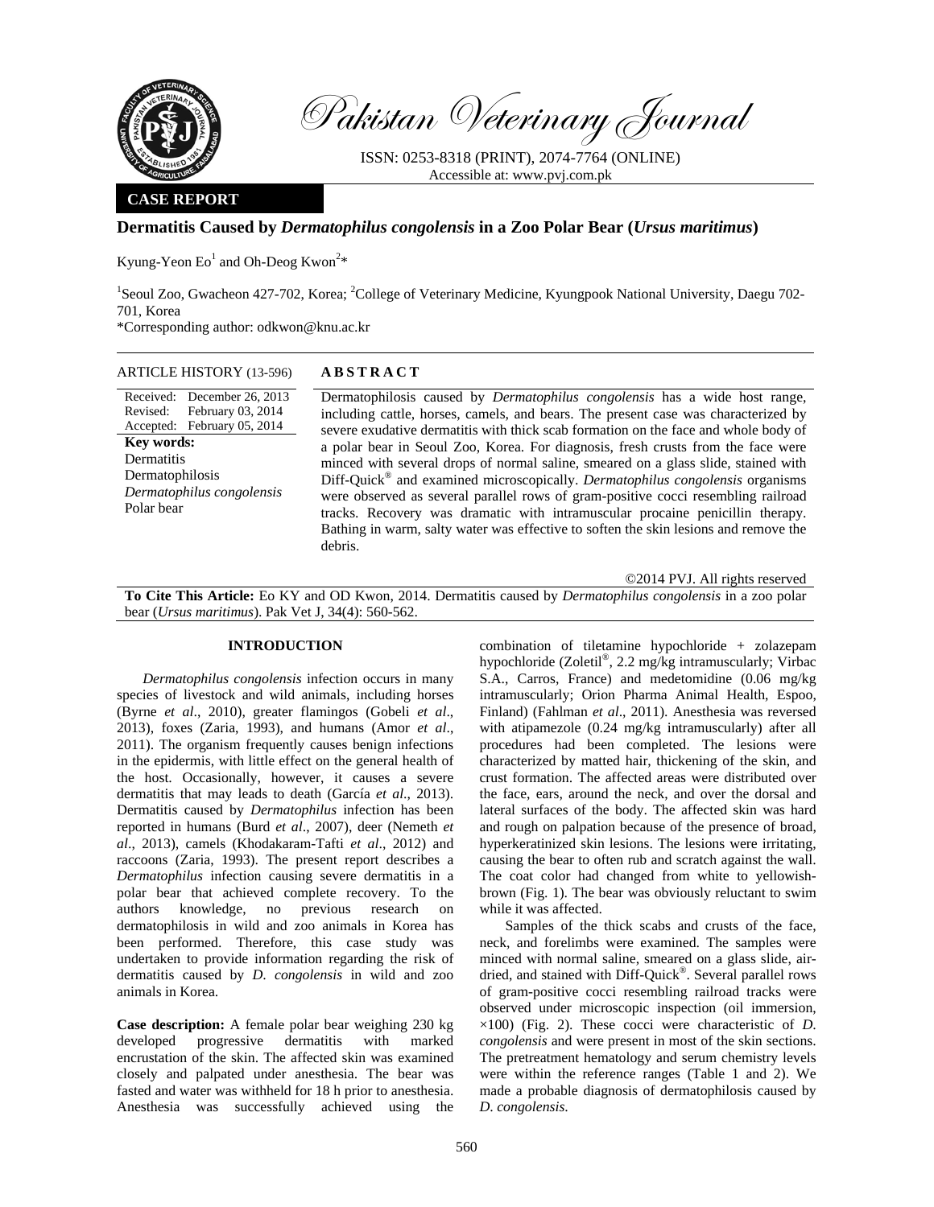# Pakistan Veterinary Journal

ISSN: 0253-8318 (PRINT), 2074-7764 (ONLINE)
Accessible at: www.pvj.com.pk

**CASE REPORT**

## Dermatitis Caused by *Dermatophilus congolensis* in a Zoo Polar Bear (*Ursus maritimus*)

Kyung-Yeon Eo[1] and Oh-Deog Kwon[2]*

[1]Seoul Zoo, Gwacheon 427-702, Korea; [2]College of Veterinary Medicine, Kyungpook National University, Daegu 702-701, Korea

*Corresponding author: odkwon@knu.ac.kr

**ARTICLE HISTORY** (13-596)

Received: December 26, 2013
Revised: February 03, 2014
Accepted: February 05, 2014

**Key words:**
Dermatitis
Dermatophilosis
*Dermatophilus congolensis*
Polar bear

**ABSTRACT**

Dermatophilosis caused by *Dermatophilus congolensis* has a wide host range, including cattle, horses, camels, and bears. The present case was characterized by severe exudative dermatitis with thick scab formation on the face and whole body of a polar bear in Seoul Zoo, Korea. For diagnosis, fresh crusts from the face were minced with several drops of normal saline, smeared on a glass slide, stained with Diff-Quick® and examined microscopically. *Dermatophilus congolensis* organisms were observed as several parallel rows of gram-positive cocci resembling railroad tracks. Recovery was dramatic with intramuscular procaine penicillin therapy. Bathing in warm, salty water was effective to soften the skin lesions and remove the debris.

©2014 PVJ. All rights reserved

**To Cite This Article:** Eo KY and OD Kwon, 2014. Dermatitis caused by *Dermatophilus congolensis* in a zoo polar bear (*Ursus maritimus*). Pak Vet J, 34(4): 560-562.

## INTRODUCTION

*Dermatophilus congolensis* infection occurs in many species of livestock and wild animals, including horses (Byrne *et al*., 2010), greater flamingos (Gobeli *et al*., 2013), foxes (Zaria, 1993), and humans (Amor *et al*., 2011). The organism frequently causes benign infections in the epidermis, with little effect on the general health of the host. Occasionally, however, it causes a severe dermatitis that may leads to death (García *et al*., 2013). Dermatitis caused by *Dermatophilus* infection has been reported in humans (Burd *et al*., 2007), deer (Nemeth *et al*., 2013), camels (Khodakaram-Tafti *et al*., 2012) and raccoons (Zaria, 1993). The present report describes a *Dermatophilus* infection causing severe dermatitis in a polar bear that achieved complete recovery. To the authors knowledge, no previous research on dermatophilosis in wild and zoo animals in Korea has been performed. Therefore, this case study was undertaken to provide information regarding the risk of dermatitis caused by *D. congolensis* in wild and zoo animals in Korea.

**Case description:** A female polar bear weighing 230 kg developed progressive dermatitis with marked encrustation of the skin. The affected skin was examined closely and palpated under anesthesia. The bear was fasted and water was withheld for 18 h prior to anesthesia. Anesthesia was successfully achieved using the combination of tiletamine hypochloride + zolazepam hypochloride (Zoletil®, 2.2 mg/kg intramuscularly; Virbac S.A., Carros, France) and medetomidine (0.06 mg/kg intramuscularly; Orion Pharma Animal Health, Espoo, Finland) (Fahlman *et al*., 2011). Anesthesia was reversed with atipamezole (0.24 mg/kg intramuscularly) after all procedures had been completed. The lesions were characterized by matted hair, thickening of the skin, and crust formation. The affected areas were distributed over the face, ears, around the neck, and over the dorsal and lateral surfaces of the body. The affected skin was hard and rough on palpation because of the presence of broad, hyperkeratinized skin lesions. The lesions were irritating, causing the bear to often rub and scratch against the wall. The coat color had changed from white to yellowish-brown (Fig. 1). The bear was obviously reluctant to swim while it was affected.

Samples of the thick scabs and crusts of the face, neck, and forelimbs were examined. The samples were minced with normal saline, smeared on a glass slide, air-dried, and stained with Diff-Quick®. Several parallel rows of gram-positive cocci resembling railroad tracks were observed under microscopic inspection (oil immersion, ×100) (Fig. 2). These cocci were characteristic of *D. congolensis* and were present in most of the skin sections. The pretreatment hematology and serum chemistry levels were within the reference ranges (Table 1 and 2). We made a probable diagnosis of dermatophilosis caused by *D. congolensis*.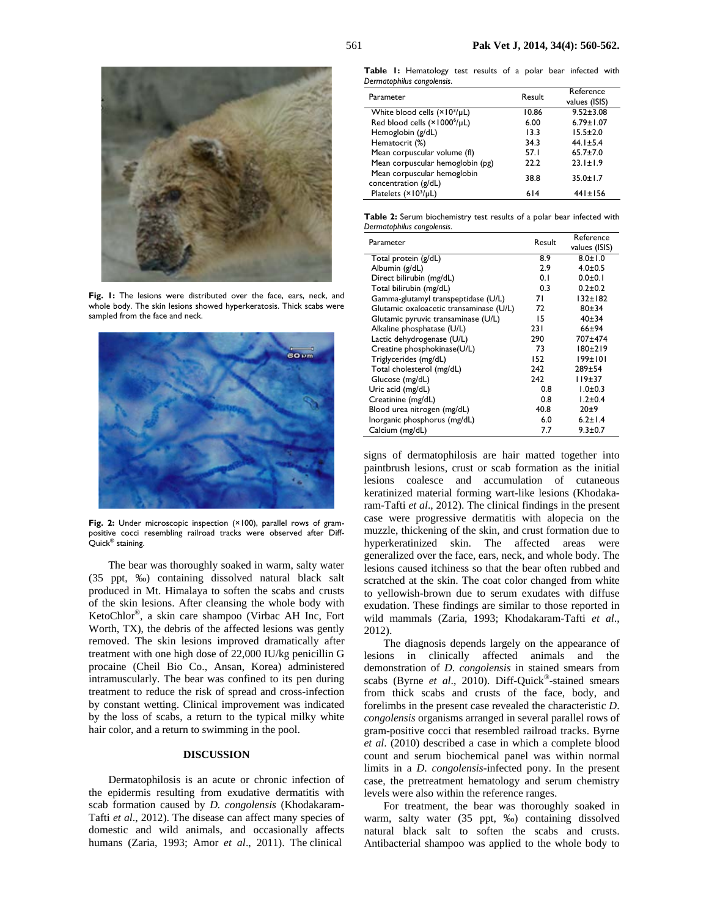Fig. 1: The lesions were distributed over the face, ears, neck, and whole body. The skin lesions showed hyperkeratosis. Thick scabs were sampled from the face and neck.

Fig. 2: Under microscopic inspection (×100), parallel rows of gram-positive cocci resembling railroad tracks were observed after Diff-Quick® staining.

The bear was thoroughly soaked in warm, salty water (35 ppt, ‰) containing dissolved natural black salt produced in Mt. Himalaya to soften the scabs and crusts of the skin lesions. After cleansing the whole body with KetoChlor®, a skin care shampoo (Virbac AH Inc, Fort Worth, TX), the debris of the affected lesions was gently removed. The skin lesions improved dramatically after treatment with one high dose of 22,000 IU/kg penicillin G procaine (Cheil Bio Co., Ansan, Korea) administered intramuscularly. The bear was confined to its pen during treatment to reduce the risk of spread and cross-infection by constant wetting. Clinical improvement was indicated by the loss of scabs, a return to the typical milky white hair color, and a return to swimming in the pool.

## DISCUSSION

Dermatophilosis is an acute or chronic infection of the epidermis resulting from exudative dermatitis with scab formation caused by *D. congolensis* (Khodakaram-Tafti *et al*., 2012). The disease can affect many species of domestic and wild animals, and occasionally affects humans (Zaria, 1993; Amor *et al*., 2011). The clinical signs of dermatophilosis are hair matted together into paintbrush lesions, crust or scab formation as the initial lesions coalesce and accumulation of cutaneous keratinized material forming wart-like lesions (Khodakaram-Tafti *et al*., 2012). The clinical findings in the present case were progressive dermatitis with alopecia on the muzzle, thickening of the skin, and crust formation due to hyperkeratinized skin. The affected areas were generalized over the face, ears, neck, and whole body. The lesions caused itchiness so that the bear often rubbed and scratched at the skin. The coat color changed from white to yellowish-brown due to serum exudates with diffuse exudation. These findings are similar to those reported in wild mammals (Zaria, 1993; Khodakaram-Tafti *et al*., 2012).

The diagnosis depends largely on the appearance of lesions in clinically affected animals and the demonstration of *D. congolensis* in stained smears from scabs (Byrne *et al*., 2010). Diff-Quick®-stained smears from thick scabs and crusts of the face, body, and forelimbs in the present case revealed the characteristic *D. congolensis* organisms arranged in several parallel rows of gram-positive cocci that resembled railroad tracks. Byrne *et al*. (2010) described a case in which a complete blood count and serum biochemical panel was within normal limits in a *D. congolensis*-infected pony. In the present case, the pretreatment hematology and serum chemistry levels were also within the reference ranges.

For treatment, the bear was thoroughly soaked in warm, salty water (35 ppt, ‰) containing dissolved natural black salt to soften the scabs and crusts. Antibacterial shampoo was applied to the whole body to

**Table 1:** Hematology test results of a polar bear infected with *Dermatophilus congolensis*.

| Parameter | Result | Reference values (ISIS) |
|---|---|---|
| White blood cells (×10³/μL) | 10.86 | 9.52±3.08 |
| Red blood cells (×1000⁶/μL) | 6.00 | 6.79±1.07 |
| Hemoglobin (g/dL) | 13.3 | 15.5±2.0 |
| Hematocrit (%) | 34.3 | 44.1±5.4 |
| Mean corpuscular volume (fl) | 57.1 | 65.7±7.0 |
| Mean corpuscular hemoglobin (pg) | 22.2 | 23.1±1.9 |
| Mean corpuscular hemoglobin concentration (g/dL) | 38.8 | 35.0±1.7 |
| Platelets (×10³/μL) | 614 | 441±156 |

**Table 2:** Serum biochemistry test results of a polar bear infected with *Dermatophilus congolensis*.

| Parameter | Result | Reference values (ISIS) |
|---|---|---|
| Total protein (g/dL) | 8.9 | 8.0±1.0 |
| Albumin (g/dL) | 2.9 | 4.0±0.5 |
| Direct bilirubin (mg/dL) | 0.1 | 0.0±0.1 |
| Total bilirubin (mg/dL) | 0.3 | 0.2±0.2 |
| Gamma-glutamyl transpeptidase (U/L) | 71 | 132±182 |
| Glutamic oxaloacetic transaminase (U/L) | 72 | 80±34 |
| Glutamic pyruvic transaminase (U/L) | 15 | 40±34 |
| Alkaline phosphatase (U/L) | 231 | 66±94 |
| Lactic dehydrogenase (U/L) | 290 | 707±474 |
| Creatine phosphokinase(U/L) | 73 | 180±219 |
| Triglycerides (mg/dL) | 152 | 199±101 |
| Total cholesterol (mg/dL) | 242 | 289±54 |
| Glucose (mg/dL) | 242 | 119±37 |
| Uric acid (mg/dL) | 0.8 | 1.0±0.3 |
| Creatinine (mg/dL) | 0.8 | 1.2±0.4 |
| Blood urea nitrogen (mg/dL) | 40.8 | 20±9 |
| Inorganic phosphorus (mg/dL) | 6.0 | 6.2±1.4 |
| Calcium (mg/dL) | 7.7 | 9.3±0.7 |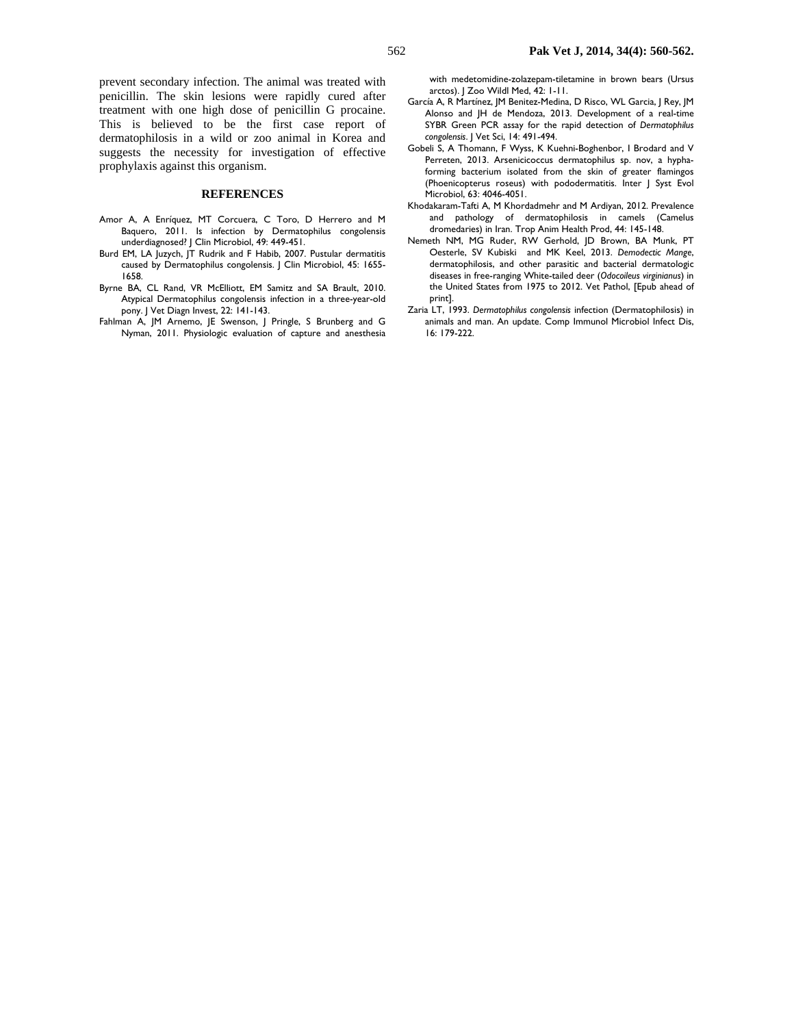prevent secondary infection. The animal was treated with penicillin. The skin lesions were rapidly cured after treatment with one high dose of penicillin G procaine. This is believed to be the first case report of dermatophilosis in a wild or zoo animal in Korea and suggests the necessity for investigation of effective prophylaxis against this organism.

## REFERENCES

Amor A, A Enríquez, MT Corcuera, C Toro, D Herrero and M Baquero, 2011. Is infection by Dermatophilus congolensis underdiagnosed? J Clin Microbiol, 49: 449-451.

Burd EM, LA Juzych, JT Rudrik and F Habib, 2007. Pustular dermatitis caused by Dermatophilus congolensis. J Clin Microbiol, 45: 1655-1658.

Byrne BA, CL Rand, VR McElliott, EM Samitz and SA Brault, 2010. Atypical Dermatophilus congolensis infection in a three-year-old pony. J Vet Diagn Invest, 22: 141-143.

Fahlman A, JM Arnemo, JE Swenson, J Pringle, S Brunberg and G Nyman, 2011. Physiologic evaluation of capture and anesthesia with medetomidine-zolazepam-tiletamine in brown bears (Ursus arctos). J Zoo Wildl Med, 42: 1-11.

García A, R Martínez, JM Benitez-Medina, D Risco, WL Garcia, J Rey, JM Alonso and JH de Mendoza, 2013. Development of a real-time SYBR Green PCR assay for the rapid detection of *Dermatophilus congolensis*. J Vet Sci, 14: 491-494.

Gobeli S, A Thomann, F Wyss, K Kuehni-Boghenbor, I Brodard and V Perreten, 2013. Arsenicicoccus dermatophilus sp. nov, a hypha-forming bacterium isolated from the skin of greater flamingos (Phoenicopterus roseus) with pododermatitis. Inter J Syst Evol Microbiol, 63: 4046-4051.

Khodakaram-Tafti A, M Khordadmehr and M Ardiyan, 2012. Prevalence and pathology of dermatophilosis in camels (Camelus dromedaries) in Iran. Trop Anim Health Prod, 44: 145-148.

Nemeth NM, MG Ruder, RW Gerhold, JD Brown, BA Munk, PT Oesterle, SV Kubiski and MK Keel, 2013. *Demodectic Mange*, dermatophilosis, and other parasitic and bacterial dermatologic diseases in free-ranging White-tailed deer (*Odocoileus virginianus*) in the United States from 1975 to 2012. Vet Pathol, [Epub ahead of print].

Zaria LT, 1993. *Dermatophilus congolensis* infection (Dermatophilosis) in animals and man. An update. Comp Immunol Microbiol Infect Dis, 16: 179-222.